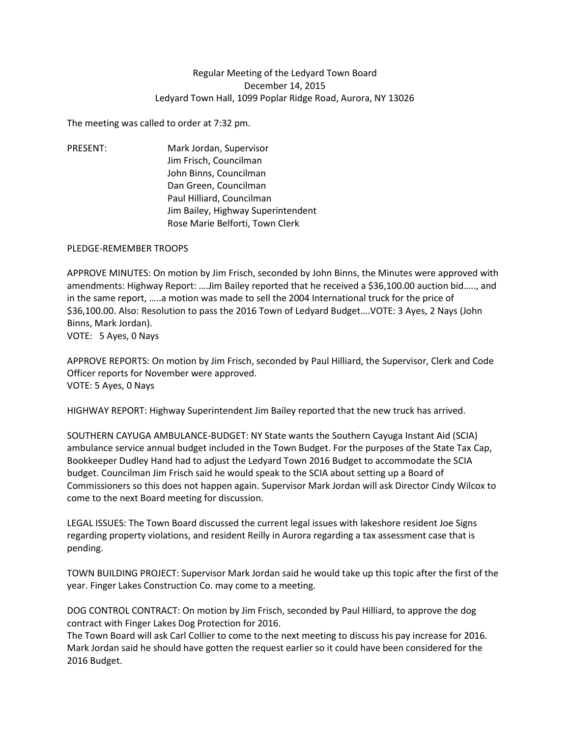Regular Meeting of the Ledyard Town Board
December 14, 2015
Ledyard Town Hall, 1099 Poplar Ridge Road, Aurora, NY 13026

The meeting was called to order at 7:32 pm.

PRESENT: Mark Jordan, Supervisor
Jim Frisch, Councilman
John Binns, Councilman
Dan Green, Councilman
Paul Hilliard, Councilman
Jim Bailey, Highway Superintendent
Rose Marie Belforti, Town Clerk

PLEDGE-REMEMBER TROOPS

APPROVE MINUTES: On motion by Jim Frisch, seconded by John Binns, the Minutes were approved with amendments: Highway Report: ….Jim Bailey reported that he received a $36,100.00 auction bid….., and in the same report, …..a motion was made to sell the 2004 International truck for the price of $36,100.00. Also: Resolution to pass the 2016 Town of Ledyard Budget….VOTE: 3 Ayes, 2 Nays (John Binns, Mark Jordan).
VOTE: 5 Ayes, 0 Nays

APPROVE REPORTS: On motion by Jim Frisch, seconded by Paul Hilliard, the Supervisor, Clerk and Code Officer reports for November were approved.
VOTE: 5 Ayes, 0 Nays

HIGHWAY REPORT: Highway Superintendent Jim Bailey reported that the new truck has arrived.

SOUTHERN CAYUGA AMBULANCE-BUDGET: NY State wants the Southern Cayuga Instant Aid (SCIA) ambulance service annual budget included in the Town Budget. For the purposes of the State Tax Cap, Bookkeeper Dudley Hand had to adjust the Ledyard Town 2016 Budget to accommodate the SCIA budget. Councilman Jim Frisch said he would speak to the SCIA about setting up a Board of Commissioners so this does not happen again. Supervisor Mark Jordan will ask Director Cindy Wilcox to come to the next Board meeting for discussion.

LEGAL ISSUES: The Town Board discussed the current legal issues with lakeshore resident Joe Signs regarding property violations, and resident Reilly in Aurora regarding a tax assessment case that is pending.

TOWN BUILDING PROJECT: Supervisor Mark Jordan said he would take up this topic after the first of the year. Finger Lakes Construction Co. may come to a meeting.

DOG CONTROL CONTRACT: On motion by Jim Frisch, seconded by Paul Hilliard, to approve the dog contract with Finger Lakes Dog Protection for 2016.
The Town Board will ask Carl Collier to come to the next meeting to discuss his pay increase for 2016. Mark Jordan said he should have gotten the request earlier so it could have been considered for the 2016 Budget.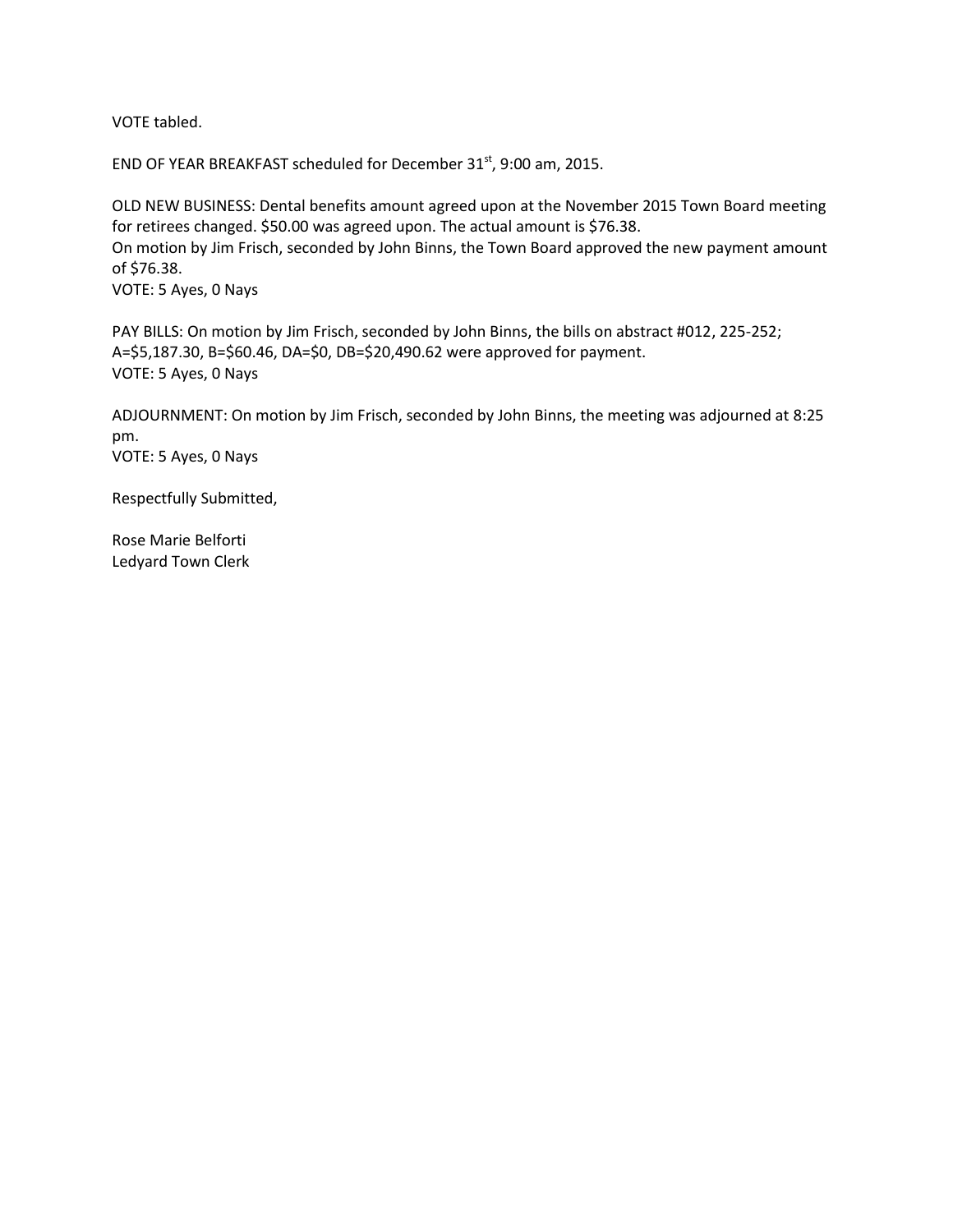VOTE tabled.

END OF YEAR BREAKFAST scheduled for December 31st, 9:00 am, 2015.

OLD NEW BUSINESS: Dental benefits amount agreed upon at the November 2015 Town Board meeting for retirees changed. $50.00 was agreed upon. The actual amount is $76.38.
On motion by Jim Frisch, seconded by John Binns, the Town Board approved the new payment amount of $76.38.
VOTE: 5 Ayes, 0 Nays

PAY BILLS: On motion by Jim Frisch, seconded by John Binns, the bills on abstract #012, 225-252; A=$5,187.30, B=$60.46, DA=$0, DB=$20,490.62 were approved for payment.
VOTE: 5 Ayes, 0 Nays

ADJOURNMENT: On motion by Jim Frisch, seconded by John Binns, the meeting was adjourned at 8:25 pm.
VOTE: 5 Ayes, 0 Nays

Respectfully Submitted,

Rose Marie Belforti
Ledyard Town Clerk